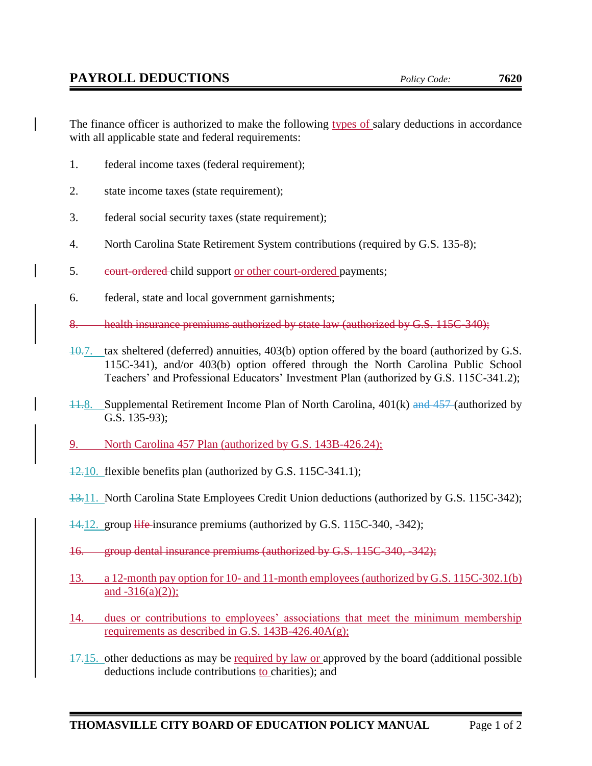# PAYROLL DEDUCTIONS

*Policy Code:* **7620**

The finance officer is authorized to make the following types of salary deductions in accordance with all applicable state and federal requirements:

1. federal income taxes (federal requirement);

2. state income taxes (state requirement);

3. federal social security taxes (state requirement);

4. North Carolina State Retirement System contributions (required by G.S. 135-8);

5. ~~court-ordered~~ child support or other court-ordered payments;

6. federal, state and local government garnishments;

~~8. health insurance premiums authorized by state law (authorized by G.S. 115C-340);~~

~~10.~~7. tax sheltered (deferred) annuities, 403(b) option offered by the board (authorized by G.S. 115C-341), and/or 403(b) option offered through the North Carolina Public School Teachers' and Professional Educators' Investment Plan (authorized by G.S. 115C-341.2);

~~11.~~8. Supplemental Retirement Income Plan of North Carolina, 401(k) ~~and 457~~ (authorized by G.S. 135-93);

9. North Carolina 457 Plan (authorized by G.S. 143B-426.24);

~~12.~~10. flexible benefits plan (authorized by G.S. 115C-341.1);

~~13.~~11. North Carolina State Employees Credit Union deductions (authorized by G.S. 115C-342);

~~14.~~12. group ~~life~~ insurance premiums (authorized by G.S. 115C-340, -342);

~~16. group dental insurance premiums (authorized by G.S. 115C-340, -342);~~

13. a 12-month pay option for 10- and 11-month employees (authorized by G.S. 115C-302.1(b) and -316(a)(2));

14. dues or contributions to employees' associations that meet the minimum membership requirements as described in G.S. 143B-426.40A(g);

~~17.~~15. other deductions as may be required by law or approved by the board (additional possible deductions include contributions to charities); and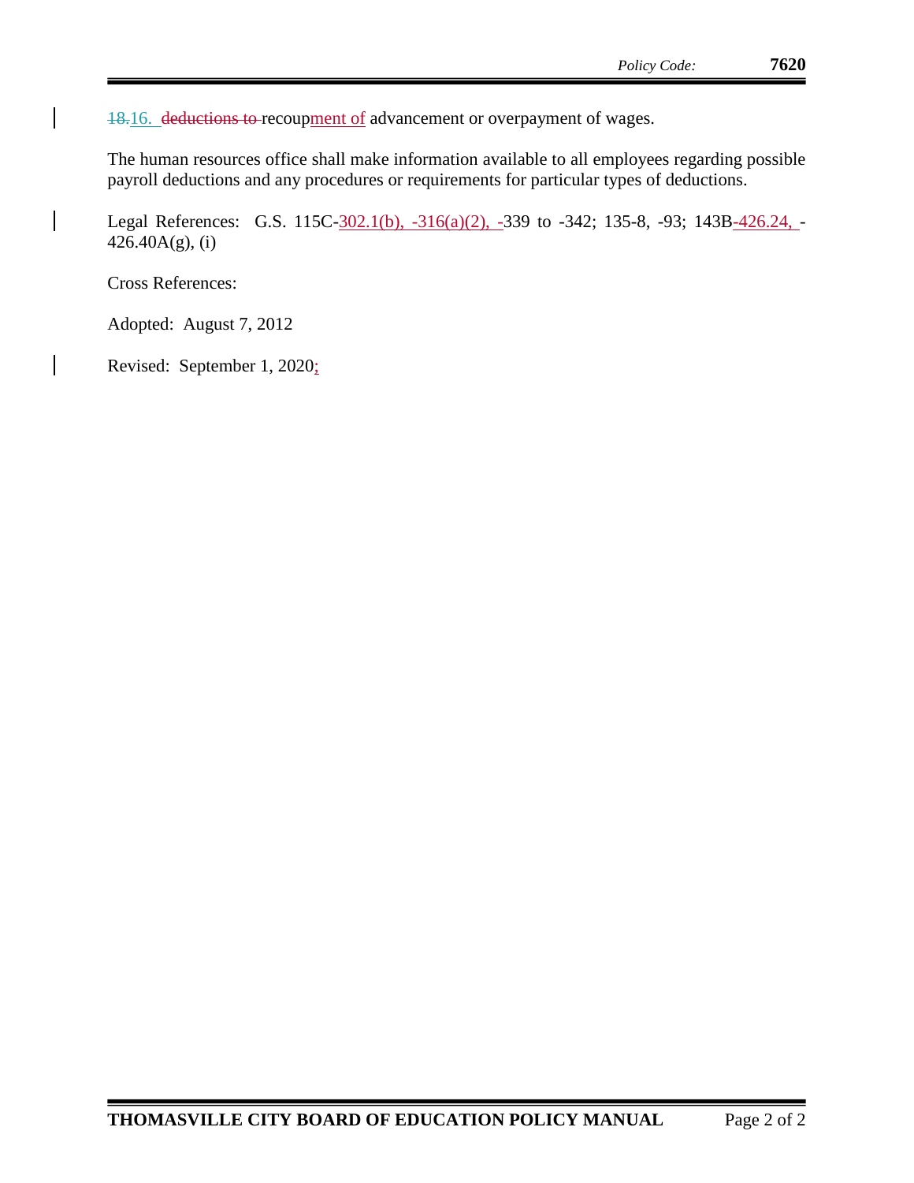~~18.~~16. ~~deductions to~~ recoupment of advancement or overpayment of wages.

The human resources office shall make information available to all employees regarding possible payroll deductions and any procedures or requirements for particular types of deductions.

Legal References: G.S. 115C-302.1(b), -316(a)(2), -339 to -342; 135-8, -93; 143B-426.24, -426.40A(g), (i)

Cross References:

Adopted: August 7, 2012

Revised: September 1, 2020;